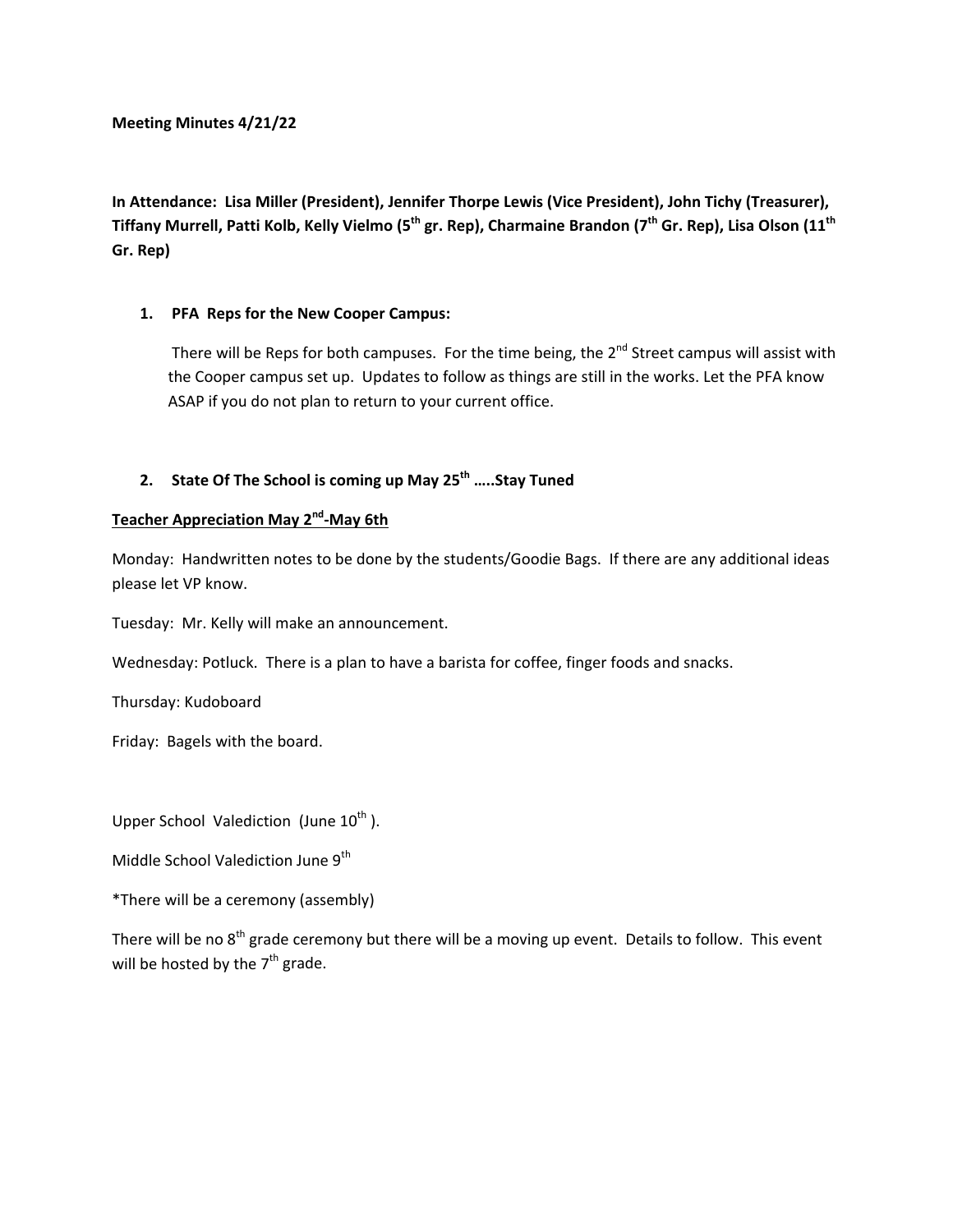**Meeting Minutes 4/21/22**

**In Attendance: Lisa Miller (President), Jennifer Thorpe Lewis (Vice President), John Tichy (Treasurer), Tiffany Murrell, Patti Kolb, Kelly Vielmo (5th gr. Rep), Charmaine Brandon (7th Gr. Rep), Lisa Olson (11th Gr. Rep)**

1. **PFA Reps for the New Cooper Campus:**

   There will be Reps for both campuses. For the time being, the 2nd Street campus will assist with the Cooper campus set up. Updates to follow as things are still in the works. Let the PFA know ASAP if you do not plan to return to your current office.

2. **State Of The School is coming up May 25th .....Stay Tuned**

**Teacher Appreciation May 2nd-May 6th**

Monday: Handwritten notes to be done by the students/Goodie Bags. If there are any additional ideas please let VP know.

Tuesday: Mr. Kelly will make an announcement.

Wednesday: Potluck. There is a plan to have a barista for coffee, finger foods and snacks.

Thursday: Kudoboard

Friday: Bagels with the board.

Upper School Valediction (June 10th ).

Middle School Valediction June 9th

*There will be a ceremony (assembly)

There will be no 8th grade ceremony but there will be a moving up event. Details to follow. This event will be hosted by the 7th grade.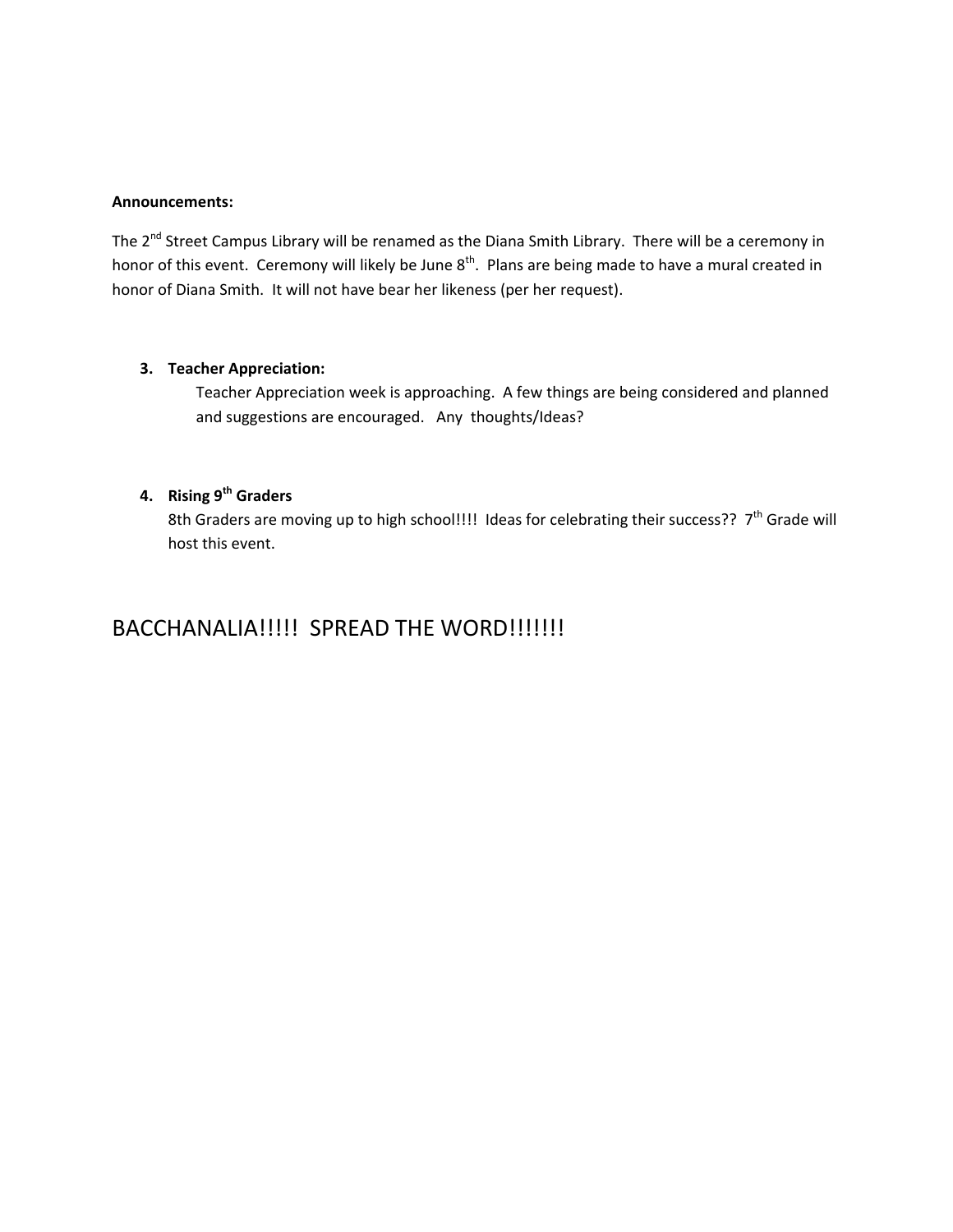**Announcements:**

The 2nd Street Campus Library will be renamed as the Diana Smith Library. There will be a ceremony in honor of this event. Ceremony will likely be June 8th. Plans are being made to have a mural created in honor of Diana Smith. It will not have bear her likeness (per her request).

3. **Teacher Appreciation:**
   Teacher Appreciation week is approaching. A few things are being considered and planned and suggestions are encouraged. Any thoughts/Ideas?

4. **Rising 9th Graders**
   8th Graders are moving up to high school!!!! Ideas for celebrating their success?? 7th Grade will host this event.

BACCHANALIA!!!!! SPREAD THE WORD!!!!!!!